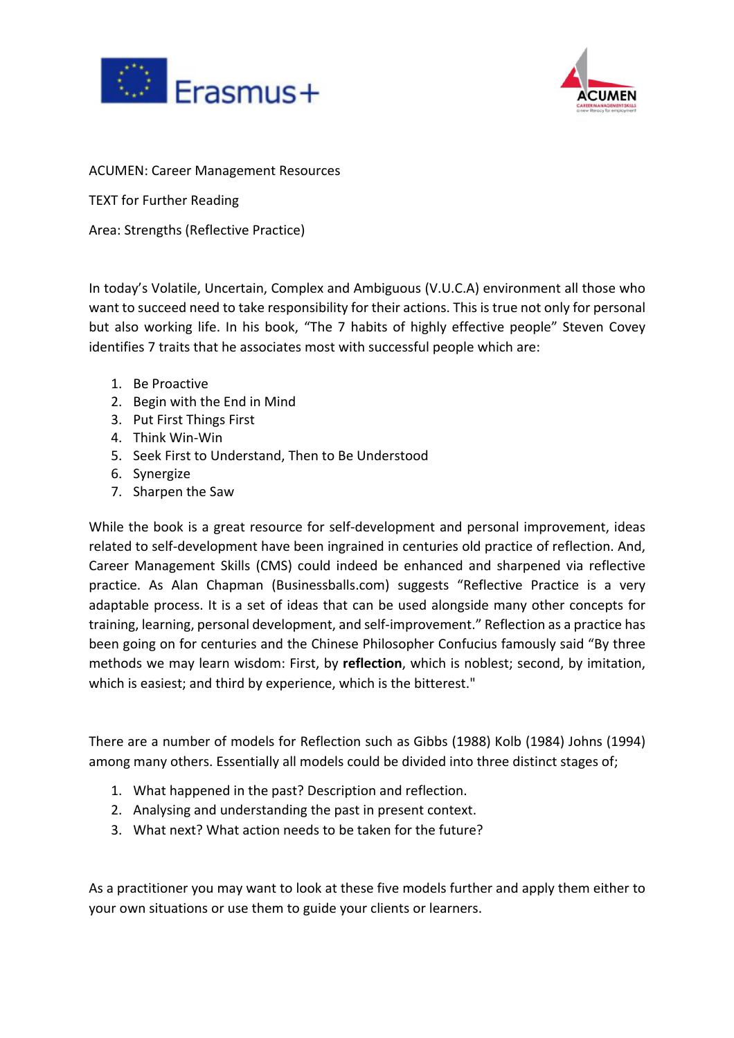ACUMEN: Career Management Resources

TEXT for Further Reading

Area: Strengths (Reflective Practice)

In today's Volatile, Uncertain, Complex and Ambiguous (V.U.C.A) environment all those who want to succeed need to take responsibility for their actions. This is true not only for personal but also working life. In his book, "The 7 habits of highly effective people" Steven Covey identifies 7 traits that he associates most with successful people which are:

1. Be Proactive
2. Begin with the End in Mind
3. Put First Things First
4. Think Win-Win
5. Seek First to Understand, Then to Be Understood
6. Synergize
7. Sharpen the Saw

While the book is a great resource for self-development and personal improvement, ideas related to self-development have been ingrained in centuries old practice of reflection. And, Career Management Skills (CMS) could indeed be enhanced and sharpened via reflective practice. As Alan Chapman (Businessballs.com) suggests "Reflective Practice is a very adaptable process. It is a set of ideas that can be used alongside many other concepts for training, learning, personal development, and self-improvement." Reflection as a practice has been going on for centuries and the Chinese Philosopher Confucius famously said "By three methods we may learn wisdom: First, by **reflection**, which is noblest; second, by imitation, which is easiest; and third by experience, which is the bitterest."

There are a number of models for Reflection such as Gibbs (1988) Kolb (1984) Johns (1994) among many others. Essentially all models could be divided into three distinct stages of;

1. What happened in the past? Description and reflection.
2. Analysing and understanding the past in present context.
3. What next? What action needs to be taken for the future?

As a practitioner you may want to look at these five models further and apply them either to your own situations or use them to guide your clients or learners.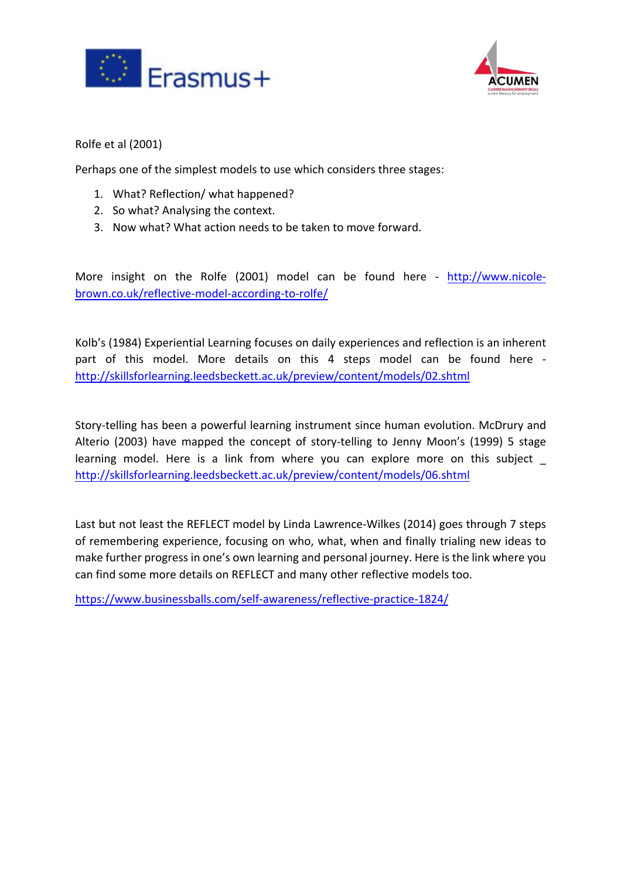Rolfe et al (2001)

Perhaps one of the simplest models to use which considers three stages:

1. What? Reflection/ what happened?
2. So what? Analysing the context.
3. Now what? What action needs to be taken to move forward.

More insight on the Rolfe (2001) model can be found here - http://www.nicole-brown.co.uk/reflective-model-according-to-rolfe/

Kolb's (1984) Experiential Learning focuses on daily experiences and reflection is an inherent part of this model. More details on this 4 steps model can be found here - http://skillsforlearning.leedsbeckett.ac.uk/preview/content/models/02.shtml

Story-telling has been a powerful learning instrument since human evolution. McDrury and Alterio (2003) have mapped the concept of story-telling to Jenny Moon's (1999) 5 stage learning model. Here is a link from where you can explore more on this subject _ http://skillsforlearning.leedsbeckett.ac.uk/preview/content/models/06.shtml

Last but not least the REFLECT model by Linda Lawrence-Wilkes (2014) goes through 7 steps of remembering experience, focusing on who, what, when and finally trialing new ideas to make further progress in one's own learning and personal journey. Here is the link where you can find some more details on REFLECT and many other reflective models too.

https://www.businessballs.com/self-awareness/reflective-practice-1824/